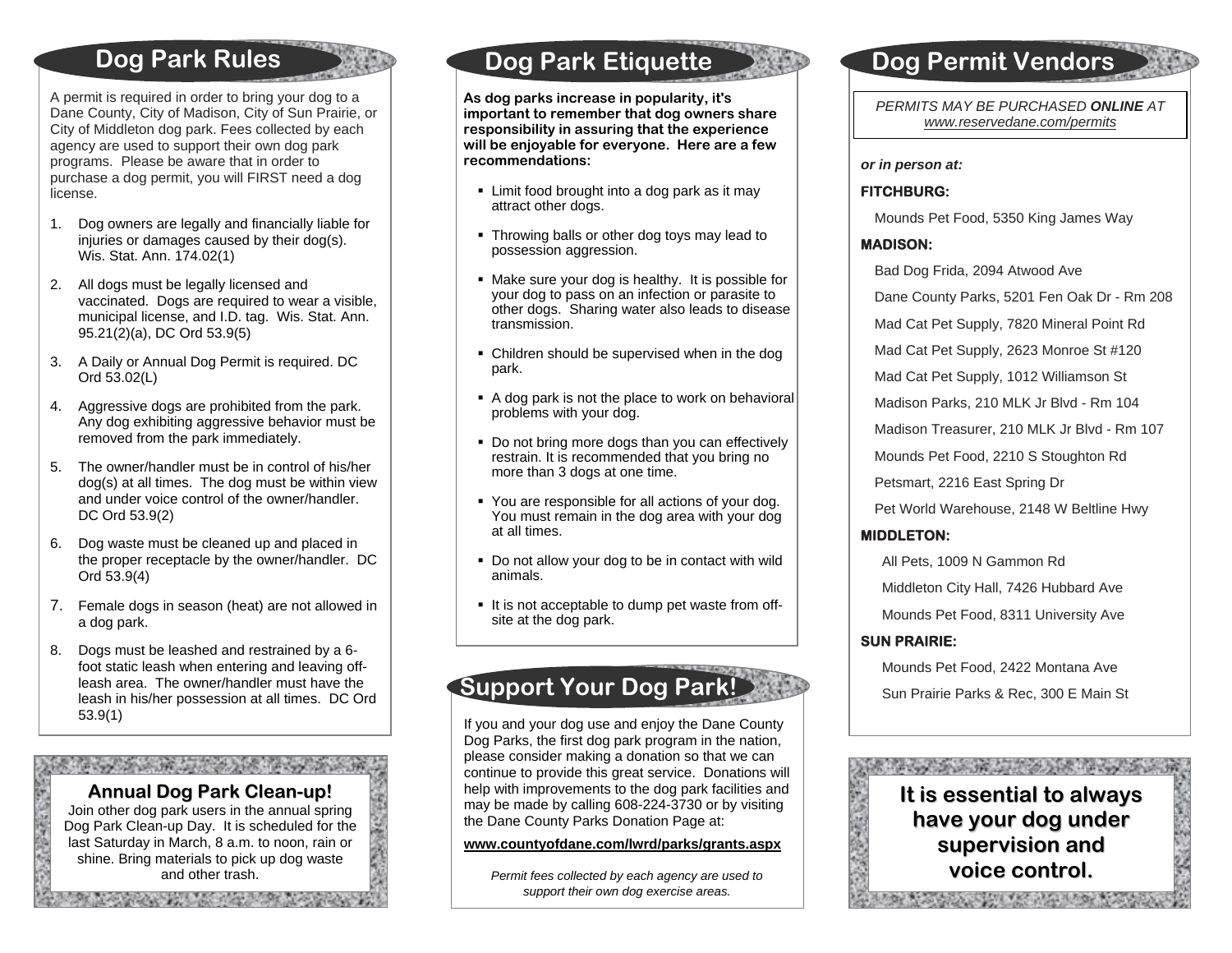## Dog Park Rules

A permit is required in order to bring your dog to a Dane County, City of Madison, City of Sun Prairie, or City of Middleton dog park. Fees collected by each agency are used to support their own dog park programs. Please be aware that in order to purchase a dog permit, you will FIRST need a dog license.

1. Dog owners are legally and financially liable for injuries or damages caused by their dog(s). Wis. Stat. Ann. 174.02(1)
2. All dogs must be legally licensed and vaccinated. Dogs are required to wear a visible, municipal license, and I.D. tag. Wis. Stat. Ann. 95.21(2)(a), DC Ord 53.9(5)
3. A Daily or Annual Dog Permit is required. DC Ord 53.02(L)
4. Aggressive dogs are prohibited from the park. Any dog exhibiting aggressive behavior must be removed from the park immediately.
5. The owner/handler must be in control of his/her dog(s) at all times. The dog must be within view and under voice control of the owner/handler. DC Ord 53.9(2)
6. Dog waste must be cleaned up and placed in the proper receptacle by the owner/handler. DC Ord 53.9(4)
7. Female dogs in season (heat) are not allowed in a dog park.
8. Dogs must be leashed and restrained by a 6-foot static leash when entering and leaving off-leash area. The owner/handler must have the leash in his/her possession at all times. DC Ord 53.9(1)

### Annual Dog Park Clean-up!

Join other dog park users in the annual spring Dog Park Clean-up Day. It is scheduled for the last Saturday in March, 8 a.m. to noon, rain or shine. Bring materials to pick up dog waste and other trash.

## Dog Park Etiquette

**As dog parks increase in popularity, it's important to remember that dog owners share responsibility in assuring that the experience will be enjoyable for everyone. Here are a few recommendations:**

- Limit food brought into a dog park as it may attract other dogs.
- Throwing balls or other dog toys may lead to possession aggression.
- Make sure your dog is healthy. It is possible for your dog to pass on an infection or parasite to other dogs. Sharing water also leads to disease transmission.
- Children should be supervised when in the dog park.
- A dog park is not the place to work on behavioral problems with your dog.
- Do not bring more dogs than you can effectively restrain. It is recommended that you bring no more than 3 dogs at one time.
- You are responsible for all actions of your dog. You must remain in the dog area with your dog at all times.
- Do not allow your dog to be in contact with wild animals.
- It is not acceptable to dump pet waste from off-site at the dog park.

## Support Your Dog Park!

If you and your dog use and enjoy the Dane County Dog Parks, the first dog park program in the nation, please consider making a donation so that we can continue to provide this great service. Donations will help with improvements to the dog park facilities and may be made by calling 608-224-3730 or by visiting the Dane County Parks Donation Page at:

**www.countyofdane.com/lwrd/parks/grants.aspx**

*Permit fees collected by each agency are used to support their own dog exercise areas.*

## Dog Permit Vendors

*PERMITS MAY BE PURCHASED **ONLINE** AT www.reservedane.com/permits*

***or in person at:***

**FITCHBURG:**

Mounds Pet Food, 5350 King James Way

**MADISON:**

Bad Dog Frida, 2094 Atwood Ave

Dane County Parks, 5201 Fen Oak Dr - Rm 208

Mad Cat Pet Supply, 7820 Mineral Point Rd

Mad Cat Pet Supply, 2623 Monroe St #120

Mad Cat Pet Supply, 1012 Williamson St

Madison Parks, 210 MLK Jr Blvd - Rm 104

Madison Treasurer, 210 MLK Jr Blvd - Rm 107

Mounds Pet Food, 2210 S Stoughton Rd

Petsmart, 2216 East Spring Dr

Pet World Warehouse, 2148 W Beltline Hwy

**MIDDLETON:**

All Pets, 1009 N Gammon Rd

Middleton City Hall, 7426 Hubbard Ave

Mounds Pet Food, 8311 University Ave

**SUN PRAIRIE:**

Mounds Pet Food, 2422 Montana Ave

Sun Prairie Parks & Rec, 300 E Main St

**It is essential to always have your dog under supervision and voice control.**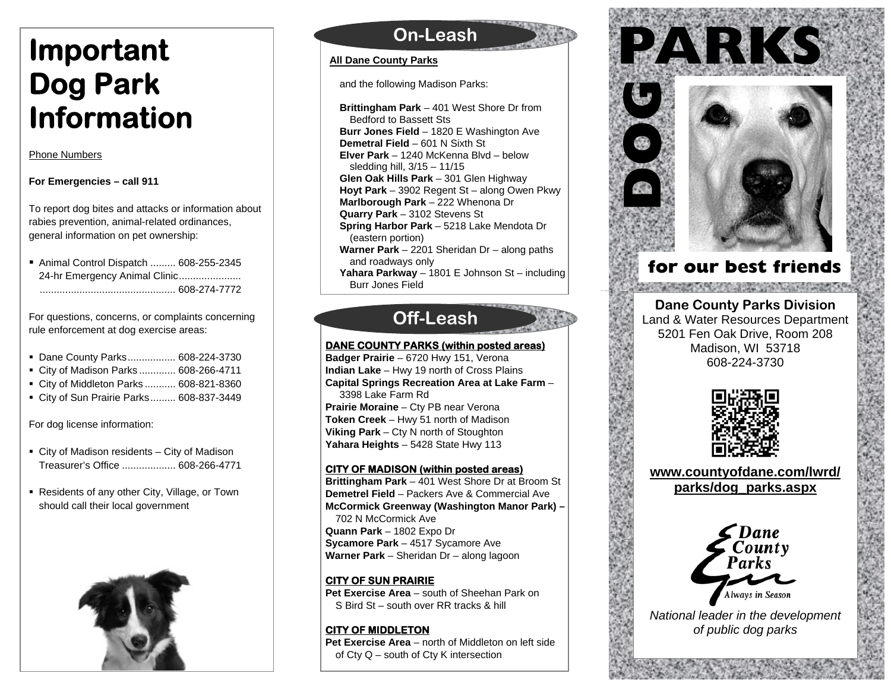# Important Dog Park Information

Phone Numbers

**For Emergencies – call 911**

To report dog bites and attacks or information about rabies prevention, animal-related ordinances, general information on pet ownership:

- Animal Control Dispatch ......... 608-255-2345
  24-hr Emergency Animal Clinic...................... ................................................ 608-274-7772

For questions, concerns, or complaints concerning rule enforcement at dog exercise areas:

- Dane County Parks................. 608-224-3730
- City of Madison Parks............. 608-266-4711
- City of Middleton Parks........... 608-821-8360
- City of Sun Prairie Parks......... 608-837-3449

For dog license information:

- City of Madison residents – City of Madison Treasurer's Office ................... 608-266-4771
- Residents of any other City, Village, or Town should call their local government

## On-Leash

**All Dane County Parks**

and the following Madison Parks:

**Brittingham Park** – 401 West Shore Dr from Bedford to Bassett Sts
**Burr Jones Field** – 1820 E Washington Ave
**Demetral Field** – 601 N Sixth St
**Elver Park** – 1240 McKenna Blvd – below sledding hill, 3/15 – 11/15
**Glen Oak Hills Park** – 301 Glen Highway
**Hoyt Park** – 3902 Regent St – along Owen Pkwy
**Marlborough Park** – 222 Whenona Dr
**Quarry Park** – 3102 Stevens St
**Spring Harbor Park** – 5218 Lake Mendota Dr (eastern portion)
**Warner Park** – 2201 Sheridan Dr – along paths and roadways only
**Yahara Parkway** – 1801 E Johnson St – including Burr Jones Field

## Off-Leash

**DANE COUNTY PARKS (within posted areas)**
**Badger Prairie** – 6720 Hwy 151, Verona
**Indian Lake** – Hwy 19 north of Cross Plains
**Capital Springs Recreation Area at Lake Farm** – 3398 Lake Farm Rd
**Prairie Moraine** – Cty PB near Verona
**Token Creek** – Hwy 51 north of Madison
**Viking Park** – Cty N north of Stoughton
**Yahara Heights** – 5428 State Hwy 113

**CITY OF MADISON (within posted areas)**
**Brittingham Park** – 401 West Shore Dr at Broom St
**Demetrel Field** – Packers Ave & Commercial Ave
**McCormick Greenway (Washington Manor Park) –** 702 N McCormick Ave
**Quann Park** – 1802 Expo Dr
**Sycamore Park** – 4517 Sycamore Ave
**Warner Park** – Sheridan Dr – along lagoon

**CITY OF SUN PRAIRIE**
**Pet Exercise Area** – south of Sheehan Park on S Bird St – south over RR tracks & hill

**CITY OF MIDDLETON**
**Pet Exercise Area** – north of Middleton on left side of Cty Q – south of Cty K intersection

# DOG PARKS

**for our best friends**

**Dane County Parks Division**
Land & Water Resources Department
5201 Fen Oak Drive, Room 208
Madison, WI 53718
608-224-3730

**www.countyofdane.com/lwrd/parks/dog_parks.aspx**

Dane County Parks
Always in Season

*National leader in the development of public dog parks*